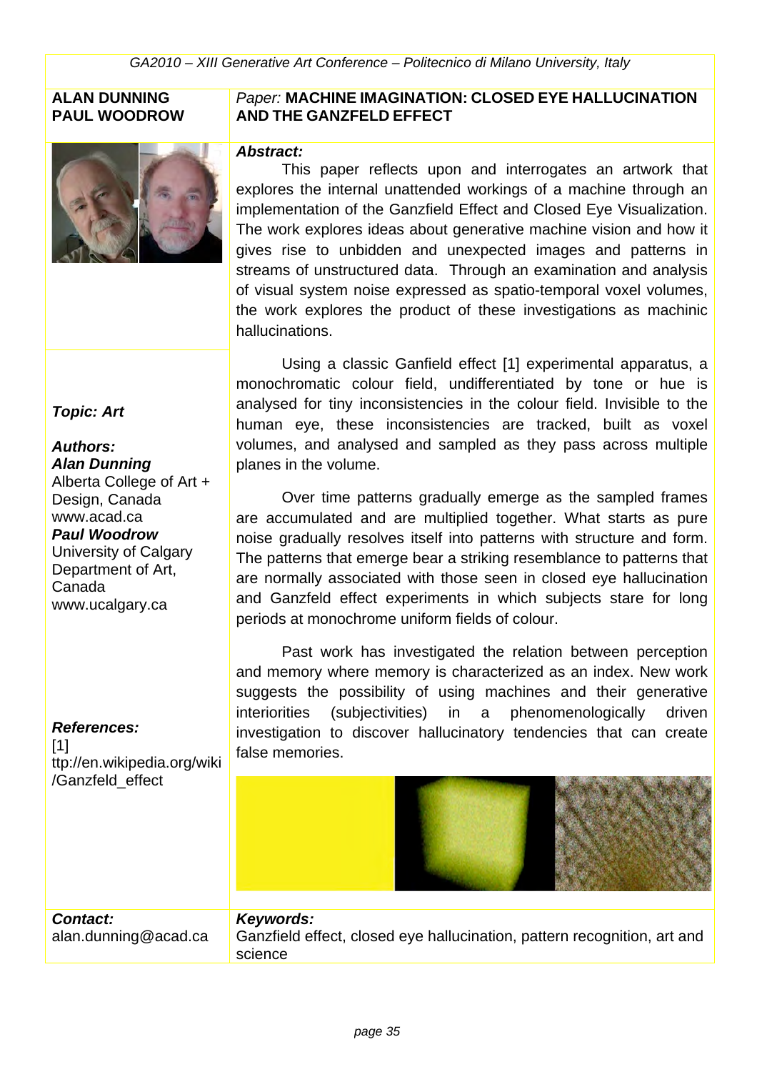**ALAN DUNNING**
**PAUL WOODROW**

*Paper:* **MACHINE IMAGINATION: CLOSED EYE HALLUCINATION AND THE GANZFELD EFFECT**

***Abstract:***

This paper reflects upon and interrogates an artwork that explores the internal unattended workings of a machine through an implementation of the Ganzfield Effect and Closed Eye Visualization. The work explores ideas about generative machine vision and how it gives rise to unbidden and unexpected images and patterns in streams of unstructured data. Through an examination and analysis of visual system noise expressed as spatio-temporal voxel volumes, the work explores the product of these investigations as machinic hallucinations.

Using a classic Ganfield effect [1] experimental apparatus, a monochromatic colour field, undifferentiated by tone or hue is analysed for tiny inconsistencies in the colour field. Invisible to the human eye, these inconsistencies are tracked, built as voxel volumes, and analysed and sampled as they pass across multiple planes in the volume.

Over time patterns gradually emerge as the sampled frames are accumulated and are multiplied together. What starts as pure noise gradually resolves itself into patterns with structure and form. The patterns that emerge bear a striking resemblance to patterns that are normally associated with those seen in closed eye hallucination and Ganzfeld effect experiments in which subjects stare for long periods at monochrome uniform fields of colour.

Past work has investigated the relation between perception and memory where memory is characterized as an index. New work suggests the possibility of using machines and their generative interiorities (subjectivities) in a phenomenologically driven investigation to discover hallucinatory tendencies that can create false memories.

***Topic: Art***

***Authors:***
***Alan Dunning***
Alberta College of Art + Design, Canada
www.acad.ca
***Paul Woodrow***
University of Calgary Department of Art, Canada
www.ucalgary.ca

***References:***
[1] ttp://en.wikipedia.org/wiki/Ganzfeld_effect

***Contact:***
alan.dunning@acad.ca

***Keywords:***
Ganzfield effect, closed eye hallucination, pattern recognition, art and science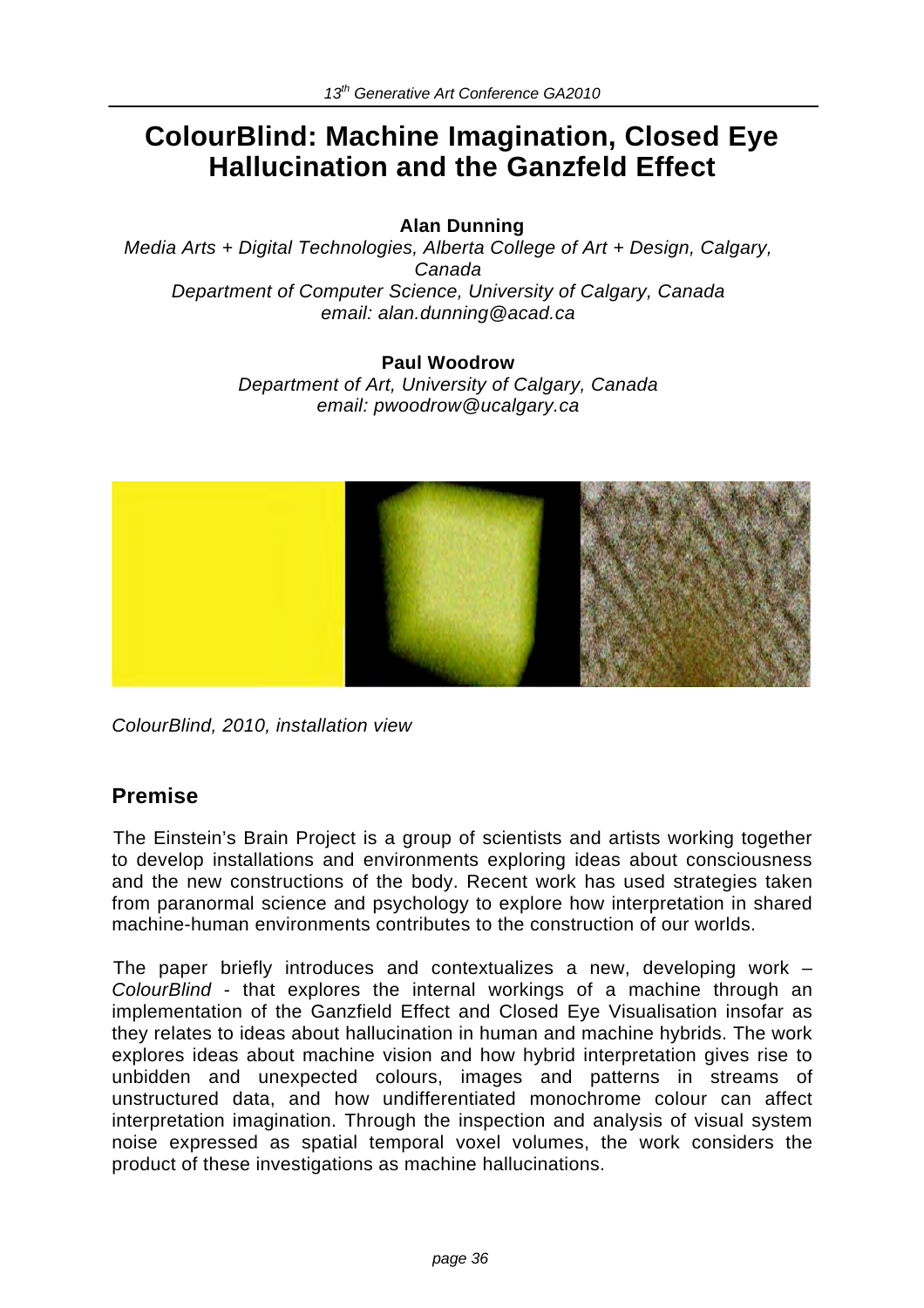# ColourBlind: Machine Imagination, Closed Eye Hallucination and the Ganzfeld Effect

**Alan Dunning**

*Media Arts + Digital Technologies, Alberta College of Art + Design, Calgary, Canada*
*Department of Computer Science, University of Calgary, Canada*
*email: alan.dunning@acad.ca*

**Paul Woodrow**

*Department of Art, University of Calgary, Canada*
*email: pwoodrow@ucalgary.ca*

*ColourBlind, 2010, installation view*

## Premise

The Einstein's Brain Project is a group of scientists and artists working together to develop installations and environments exploring ideas about consciousness and the new constructions of the body. Recent work has used strategies taken from paranormal science and psychology to explore how interpretation in shared machine-human environments contributes to the construction of our worlds.

The paper briefly introduces and contextualizes a new, developing work – *ColourBlind* - that explores the internal workings of a machine through an implementation of the Ganzfield Effect and Closed Eye Visualisation insofar as they relates to ideas about hallucination in human and machine hybrids. The work explores ideas about machine vision and how hybrid interpretation gives rise to unbidden and unexpected colours, images and patterns in streams of unstructured data, and how undifferentiated monochrome colour can affect interpretation imagination. Through the inspection and analysis of visual system noise expressed as spatial temporal voxel volumes, the work considers the product of these investigations as machine hallucinations.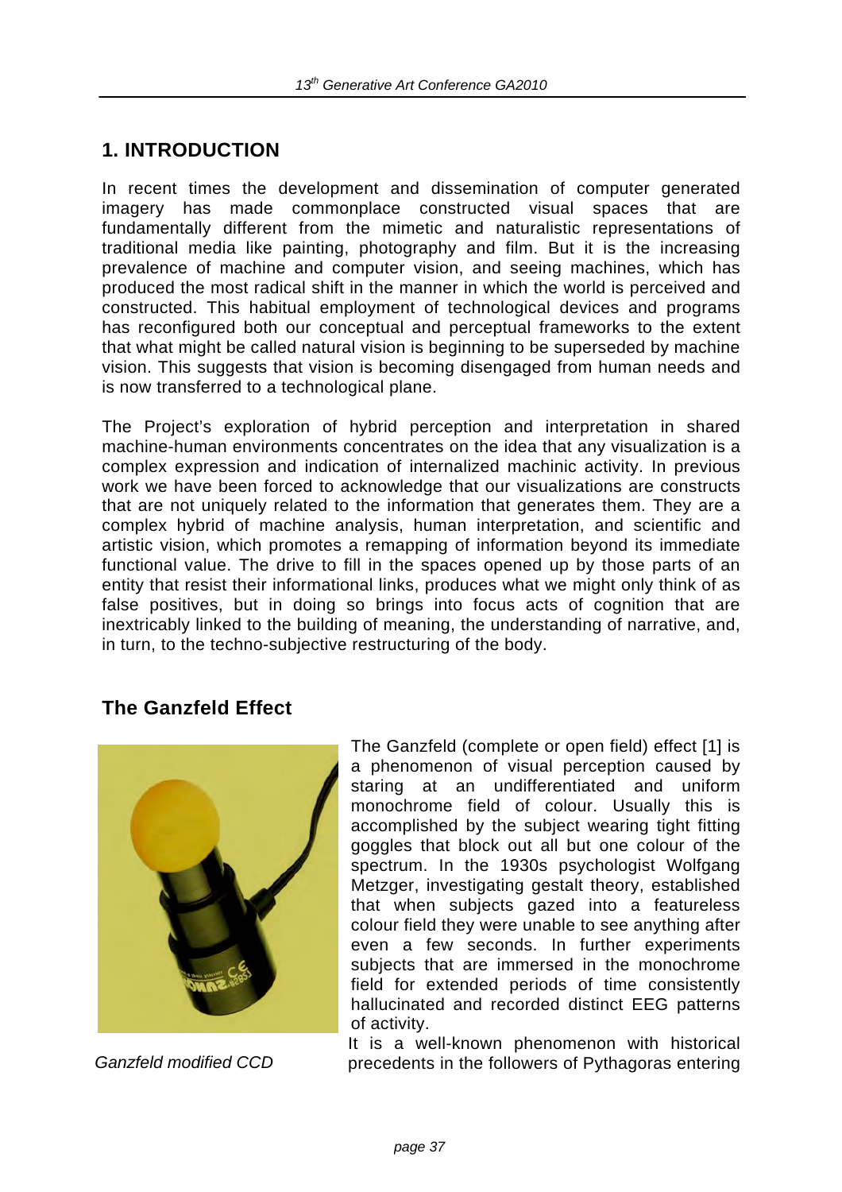## 1. INTRODUCTION

In recent times the development and dissemination of computer generated imagery has made commonplace constructed visual spaces that are fundamentally different from the mimetic and naturalistic representations of traditional media like painting, photography and film. But it is the increasing prevalence of machine and computer vision, and seeing machines, which has produced the most radical shift in the manner in which the world is perceived and constructed. This habitual employment of technological devices and programs has reconfigured both our conceptual and perceptual frameworks to the extent that what might be called natural vision is beginning to be superseded by machine vision. This suggests that vision is becoming disengaged from human needs and is now transferred to a technological plane.

The Project's exploration of hybrid perception and interpretation in shared machine-human environments concentrates on the idea that any visualization is a complex expression and indication of internalized machinic activity. In previous work we have been forced to acknowledge that our visualizations are constructs that are not uniquely related to the information that generates them. They are a complex hybrid of machine analysis, human interpretation, and scientific and artistic vision, which promotes a remapping of information beyond its immediate functional value. The drive to fill in the spaces opened up by those parts of an entity that resist their informational links, produces what we might only think of as false positives, but in doing so brings into focus acts of cognition that are inextricably linked to the building of meaning, the understanding of narrative, and, in turn, to the techno-subjective restructuring of the body.

### The Ganzfeld Effect

*Ganzfeld modified CCD*

The Ganzfeld (complete or open field) effect [1] is a phenomenon of visual perception caused by staring at an undifferentiated and uniform monochrome field of colour. Usually this is accomplished by the subject wearing tight fitting goggles that block out all but one colour of the spectrum. In the 1930s psychologist Wolfgang Metzger, investigating gestalt theory, established that when subjects gazed into a featureless colour field they were unable to see anything after even a few seconds. In further experiments subjects that are immersed in the monochrome field for extended periods of time consistently hallucinated and recorded distinct EEG patterns of activity.

It is a well-known phenomenon with historical precedents in the followers of Pythagoras entering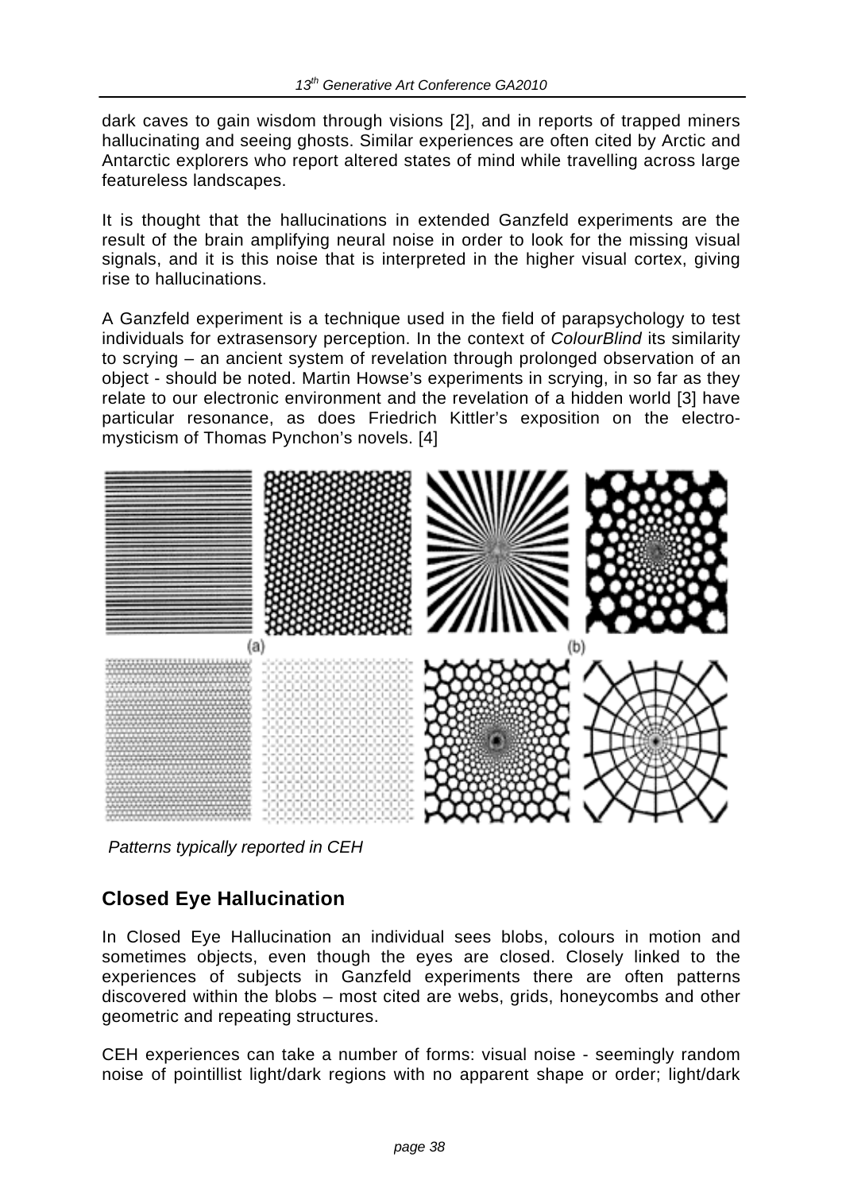dark caves to gain wisdom through visions [2], and in reports of trapped miners hallucinating and seeing ghosts. Similar experiences are often cited by Arctic and Antarctic explorers who report altered states of mind while travelling across large featureless landscapes.

It is thought that the hallucinations in extended Ganzfeld experiments are the result of the brain amplifying neural noise in order to look for the missing visual signals, and it is this noise that is interpreted in the higher visual cortex, giving rise to hallucinations.

A Ganzfeld experiment is a technique used in the field of parapsychology to test individuals for extrasensory perception. In the context of *ColourBlind* its similarity to scrying – an ancient system of revelation through prolonged observation of an object - should be noted. Martin Howse's experiments in scrying, in so far as they relate to our electronic environment and the revelation of a hidden world [3] have particular resonance, as does Friedrich Kittler's exposition on the electro-mysticism of Thomas Pynchon's novels. [4]

(a) (b)

*Patterns typically reported in CEH*

## Closed Eye Hallucination

In Closed Eye Hallucination an individual sees blobs, colours in motion and sometimes objects, even though the eyes are closed. Closely linked to the experiences of subjects in Ganzfeld experiments there are often patterns discovered within the blobs – most cited are webs, grids, honeycombs and other geometric and repeating structures.

CEH experiences can take a number of forms: visual noise - seemingly random noise of pointillist light/dark regions with no apparent shape or order; light/dark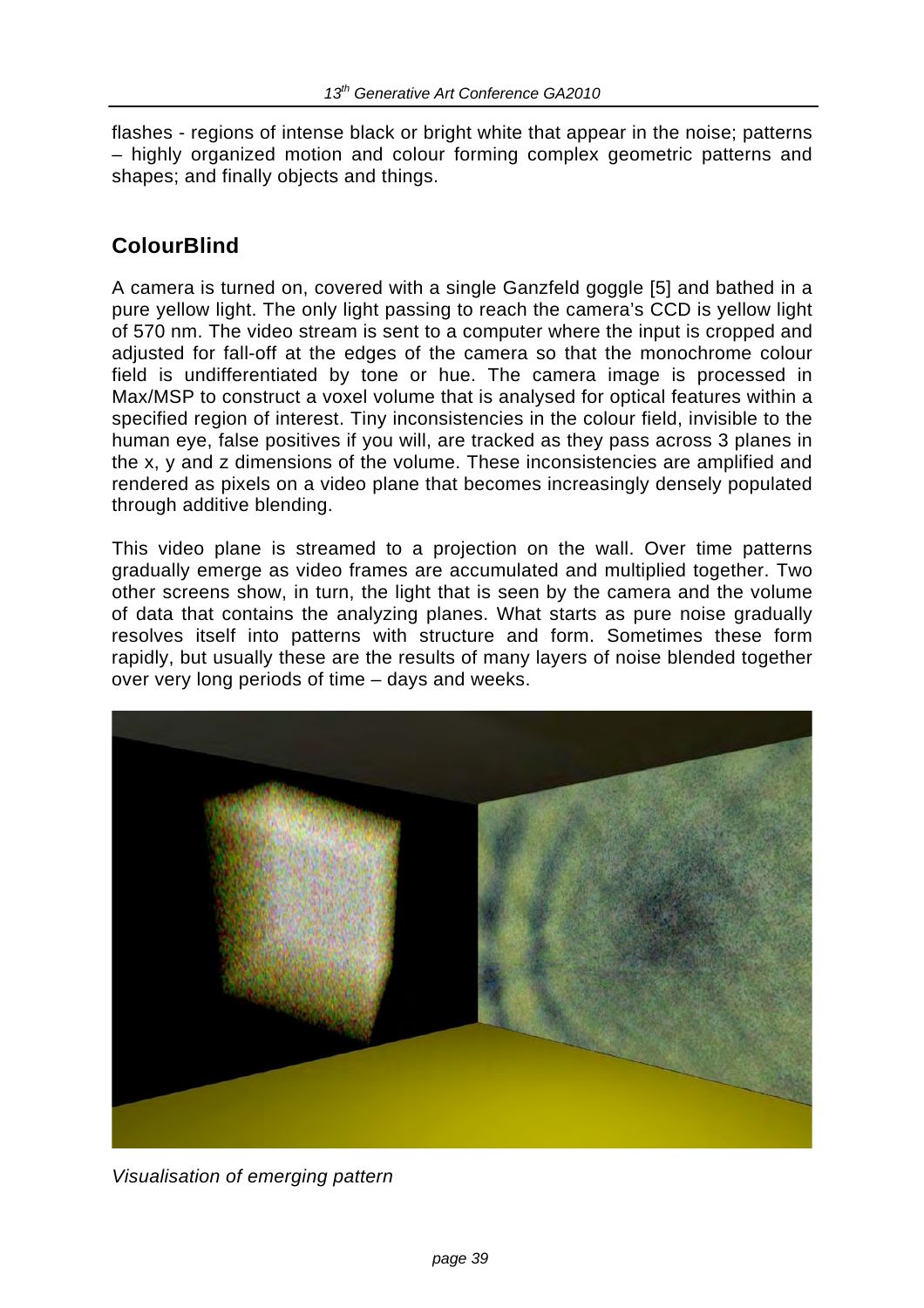flashes - regions of intense black or bright white that appear in the noise; patterns – highly organized motion and colour forming complex geometric patterns and shapes; and finally objects and things.

## ColourBlind

A camera is turned on, covered with a single Ganzfeld goggle [5] and bathed in a pure yellow light. The only light passing to reach the camera's CCD is yellow light of 570 nm. The video stream is sent to a computer where the input is cropped and adjusted for fall-off at the edges of the camera so that the monochrome colour field is undifferentiated by tone or hue. The camera image is processed in Max/MSP to construct a voxel volume that is analysed for optical features within a specified region of interest. Tiny inconsistencies in the colour field, invisible to the human eye, false positives if you will, are tracked as they pass across 3 planes in the x, y and z dimensions of the volume. These inconsistencies are amplified and rendered as pixels on a video plane that becomes increasingly densely populated through additive blending.

This video plane is streamed to a projection on the wall. Over time patterns gradually emerge as video frames are accumulated and multiplied together. Two other screens show, in turn, the light that is seen by the camera and the volume of data that contains the analyzing planes. What starts as pure noise gradually resolves itself into patterns with structure and form. Sometimes these form rapidly, but usually these are the results of many layers of noise blended together over very long periods of time – days and weeks.

*Visualisation of emerging pattern*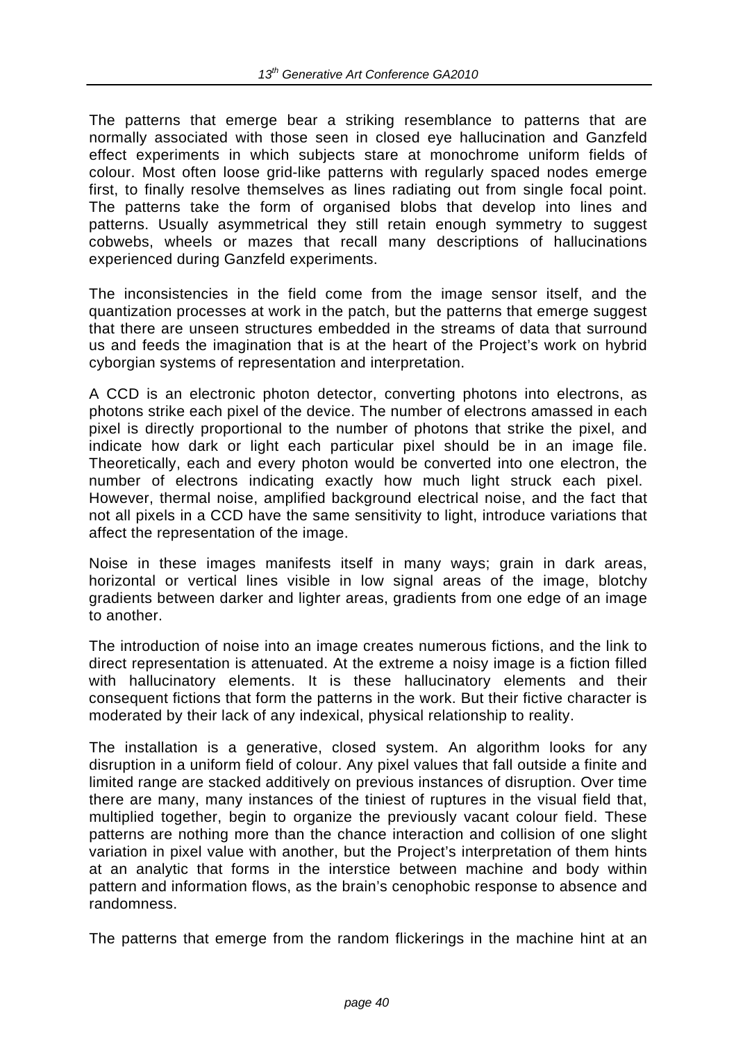The patterns that emerge bear a striking resemblance to patterns that are normally associated with those seen in closed eye hallucination and Ganzfeld effect experiments in which subjects stare at monochrome uniform fields of colour. Most often loose grid-like patterns with regularly spaced nodes emerge first, to finally resolve themselves as lines radiating out from single focal point. The patterns take the form of organised blobs that develop into lines and patterns. Usually asymmetrical they still retain enough symmetry to suggest cobwebs, wheels or mazes that recall many descriptions of hallucinations experienced during Ganzfeld experiments.

The inconsistencies in the field come from the image sensor itself, and the quantization processes at work in the patch, but the patterns that emerge suggest that there are unseen structures embedded in the streams of data that surround us and feeds the imagination that is at the heart of the Project's work on hybrid cyborgian systems of representation and interpretation.

A CCD is an electronic photon detector, converting photons into electrons, as photons strike each pixel of the device. The number of electrons amassed in each pixel is directly proportional to the number of photons that strike the pixel, and indicate how dark or light each particular pixel should be in an image file. Theoretically, each and every photon would be converted into one electron, the number of electrons indicating exactly how much light struck each pixel. However, thermal noise, amplified background electrical noise, and the fact that not all pixels in a CCD have the same sensitivity to light, introduce variations that affect the representation of the image.

Noise in these images manifests itself in many ways; grain in dark areas, horizontal or vertical lines visible in low signal areas of the image, blotchy gradients between darker and lighter areas, gradients from one edge of an image to another.

The introduction of noise into an image creates numerous fictions, and the link to direct representation is attenuated. At the extreme a noisy image is a fiction filled with hallucinatory elements. It is these hallucinatory elements and their consequent fictions that form the patterns in the work. But their fictive character is moderated by their lack of any indexical, physical relationship to reality.

The installation is a generative, closed system. An algorithm looks for any disruption in a uniform field of colour. Any pixel values that fall outside a finite and limited range are stacked additively on previous instances of disruption. Over time there are many, many instances of the tiniest of ruptures in the visual field that, multiplied together, begin to organize the previously vacant colour field. These patterns are nothing more than the chance interaction and collision of one slight variation in pixel value with another, but the Project's interpretation of them hints at an analytic that forms in the interstice between machine and body within pattern and information flows, as the brain's cenophobic response to absence and randomness.

The patterns that emerge from the random flickerings in the machine hint at an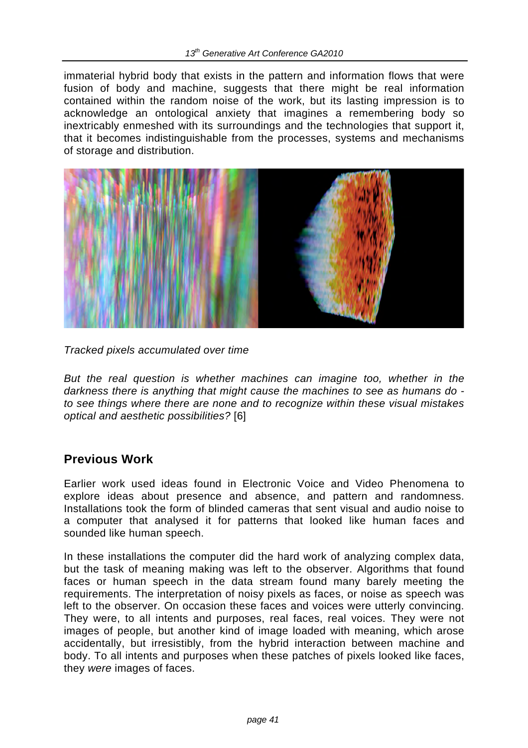immaterial hybrid body that exists in the pattern and information flows that were fusion of body and machine, suggests that there might be real information contained within the random noise of the work, but its lasting impression is to acknowledge an ontological anxiety that imagines a remembering body so inextricably enmeshed with its surroundings and the technologies that support it, that it becomes indistinguishable from the processes, systems and mechanisms of storage and distribution.

*Tracked pixels accumulated over time*

*But the real question is whether machines can imagine too, whether in the darkness there is anything that might cause the machines to see as humans do - to see things where there are none and to recognize within these visual mistakes optical and aesthetic possibilities?* [6]

## Previous Work

Earlier work used ideas found in Electronic Voice and Video Phenomena to explore ideas about presence and absence, and pattern and randomness. Installations took the form of blinded cameras that sent visual and audio noise to a computer that analysed it for patterns that looked like human faces and sounded like human speech.

In these installations the computer did the hard work of analyzing complex data, but the task of meaning making was left to the observer. Algorithms that found faces or human speech in the data stream found many barely meeting the requirements. The interpretation of noisy pixels as faces, or noise as speech was left to the observer. On occasion these faces and voices were utterly convincing. They were, to all intents and purposes, real faces, real voices. They were not images of people, but another kind of image loaded with meaning, which arose accidentally, but irresistibly, from the hybrid interaction between machine and body. To all intents and purposes when these patches of pixels looked like faces, they *were* images of faces.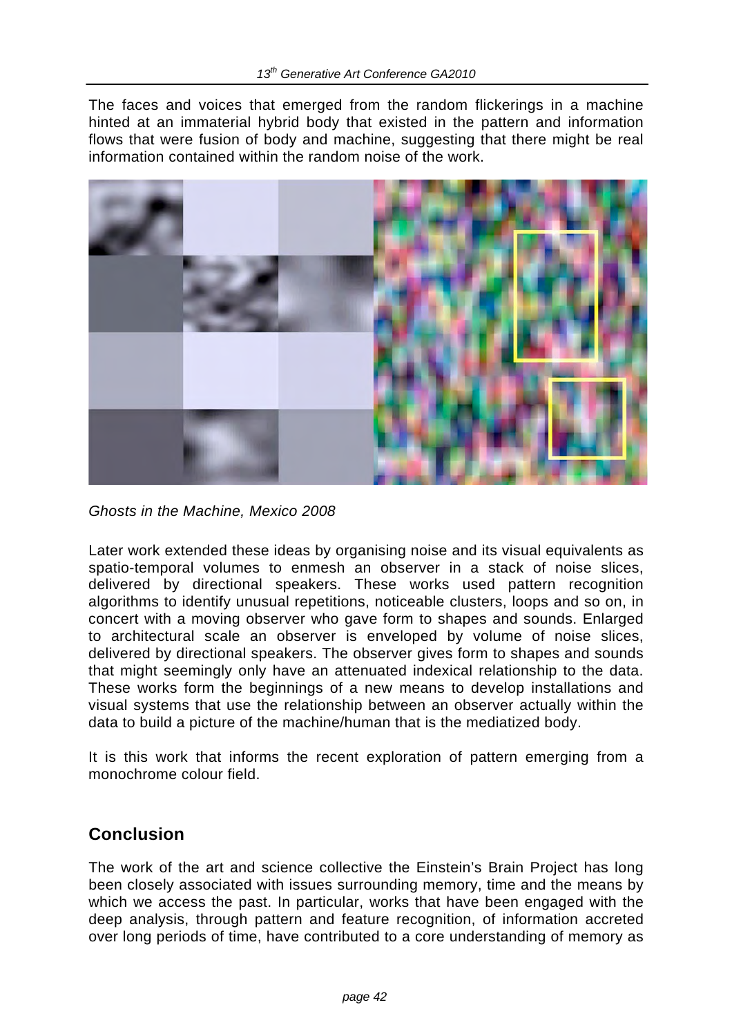The faces and voices that emerged from the random flickerings in a machine hinted at an immaterial hybrid body that existed in the pattern and information flows that were fusion of body and machine, suggesting that there might be real information contained within the random noise of the work.

*Ghosts in the Machine, Mexico 2008*

Later work extended these ideas by organising noise and its visual equivalents as spatio-temporal volumes to enmesh an observer in a stack of noise slices, delivered by directional speakers. These works used pattern recognition algorithms to identify unusual repetitions, noticeable clusters, loops and so on, in concert with a moving observer who gave form to shapes and sounds. Enlarged to architectural scale an observer is enveloped by volume of noise slices, delivered by directional speakers. The observer gives form to shapes and sounds that might seemingly only have an attenuated indexical relationship to the data. These works form the beginnings of a new means to develop installations and visual systems that use the relationship between an observer actually within the data to build a picture of the machine/human that is the mediatized body.

It is this work that informs the recent exploration of pattern emerging from a monochrome colour field.

## Conclusion

The work of the art and science collective the Einstein's Brain Project has long been closely associated with issues surrounding memory, time and the means by which we access the past. In particular, works that have been engaged with the deep analysis, through pattern and feature recognition, of information accreted over long periods of time, have contributed to a core understanding of memory as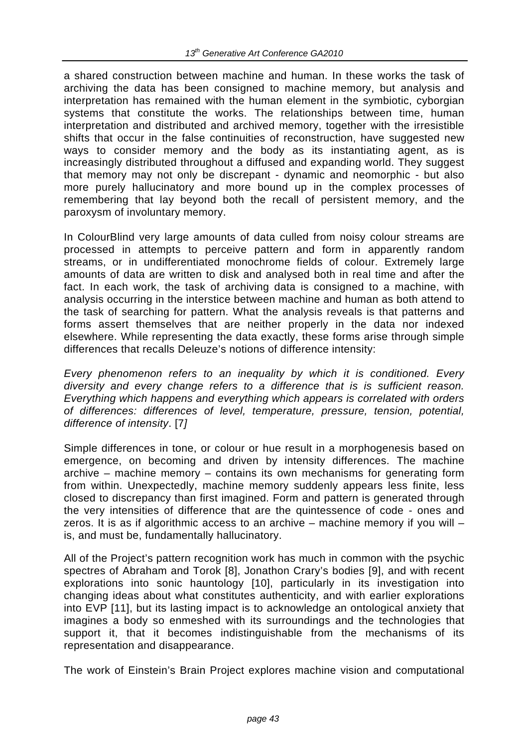a shared construction between machine and human. In these works the task of archiving the data has been consigned to machine memory, but analysis and interpretation has remained with the human element in the symbiotic, cyborgian systems that constitute the works. The relationships between time, human interpretation and distributed and archived memory, together with the irresistible shifts that occur in the false continuities of reconstruction, have suggested new ways to consider memory and the body as its instantiating agent, as is increasingly distributed throughout a diffused and expanding world. They suggest that memory may not only be discrepant - dynamic and neomorphic - but also more purely hallucinatory and more bound up in the complex processes of remembering that lay beyond both the recall of persistent memory, and the paroxysm of involuntary memory.

In ColourBlind very large amounts of data culled from noisy colour streams are processed in attempts to perceive pattern and form in apparently random streams, or in undifferentiated monochrome fields of colour. Extremely large amounts of data are written to disk and analysed both in real time and after the fact. In each work, the task of archiving data is consigned to a machine, with analysis occurring in the interstice between machine and human as both attend to the task of searching for pattern. What the analysis reveals is that patterns and forms assert themselves that are neither properly in the data nor indexed elsewhere. While representing the data exactly, these forms arise through simple differences that recalls Deleuze's notions of difference intensity:

*Every phenomenon refers to an inequality by which it is conditioned. Every diversity and every change refers to a difference that is is sufficient reason. Everything which happens and everything which appears is correlated with orders of differences: differences of level, temperature, pressure, tension, potential, difference of intensity*. [7]

Simple differences in tone, or colour or hue result in a morphogenesis based on emergence, on becoming and driven by intensity differences. The machine archive – machine memory – contains its own mechanisms for generating form from within. Unexpectedly, machine memory suddenly appears less finite, less closed to discrepancy than first imagined. Form and pattern is generated through the very intensities of difference that are the quintessence of code - ones and zeros. It is as if algorithmic access to an archive – machine memory if you will – is, and must be, fundamentally hallucinatory.

All of the Project's pattern recognition work has much in common with the psychic spectres of Abraham and Torok [8], Jonathon Crary's bodies [9], and with recent explorations into sonic hauntology [10], particularly in its investigation into changing ideas about what constitutes authenticity, and with earlier explorations into EVP [11], but its lasting impact is to acknowledge an ontological anxiety that imagines a body so enmeshed with its surroundings and the technologies that support it, that it becomes indistinguishable from the mechanisms of its representation and disappearance.

The work of Einstein's Brain Project explores machine vision and computational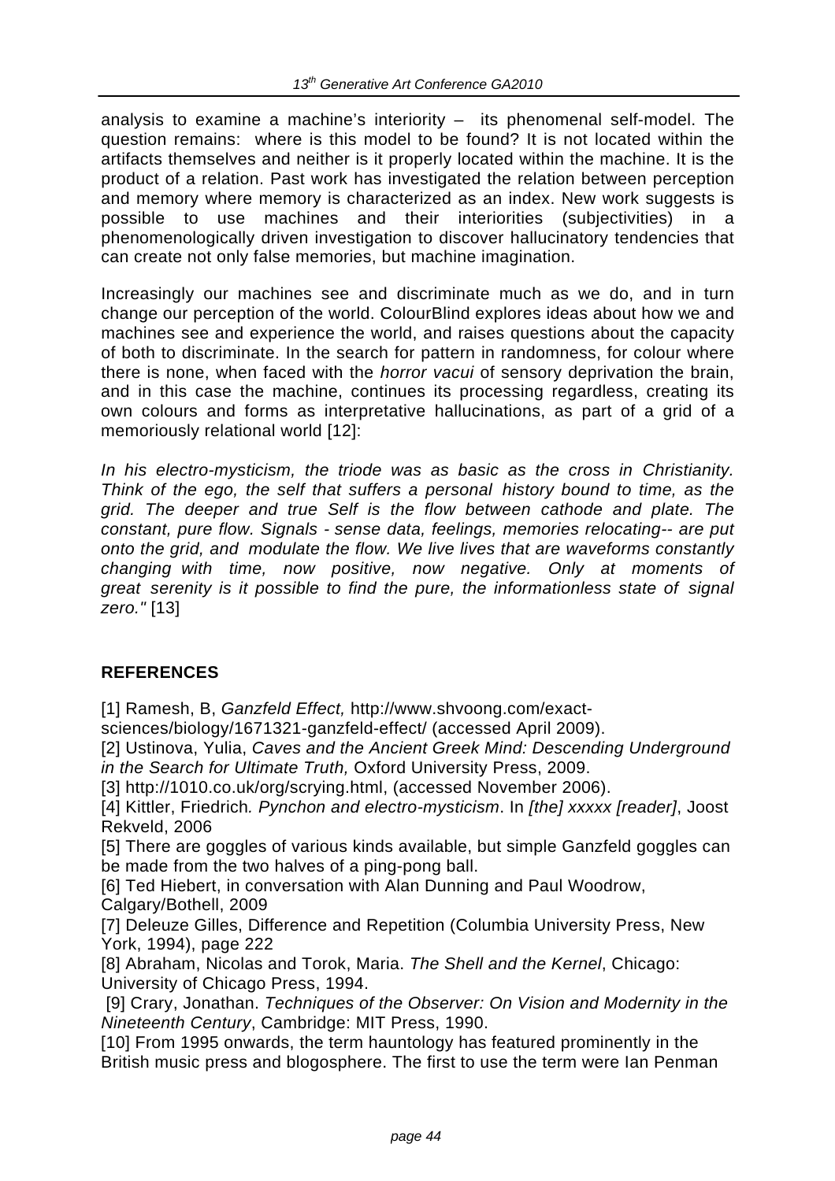analysis to examine a machine's interiority – its phenomenal self-model. The question remains: where is this model to be found? It is not located within the artifacts themselves and neither is it properly located within the machine. It is the product of a relation. Past work has investigated the relation between perception and memory where memory is characterized as an index. New work suggests is possible to use machines and their interiorities (subjectivities) in a phenomenologically driven investigation to discover hallucinatory tendencies that can create not only false memories, but machine imagination.

Increasingly our machines see and discriminate much as we do, and in turn change our perception of the world. ColourBlind explores ideas about how we and machines see and experience the world, and raises questions about the capacity of both to discriminate. In the search for pattern in randomness, for colour where there is none, when faced with the *horror vacui* of sensory deprivation the brain, and in this case the machine, continues its processing regardless, creating its own colours and forms as interpretative hallucinations, as part of a grid of a memoriously relational world [12]:

*In his electro-mysticism, the triode was as basic as the cross in Christianity. Think of the ego, the self that suffers a personal history bound to time, as the grid. The deeper and true Self is the flow between cathode and plate. The constant, pure flow. Signals - sense data, feelings, memories relocating-- are put onto the grid, and modulate the flow. We live lives that are waveforms constantly changing with time, now positive, now negative. Only at moments of great serenity is it possible to find the pure, the informationless state of signal zero."* [13]

## REFERENCES

[1] Ramesh, B, *Ganzfeld Effect,* http://www.shvoong.com/exact-sciences/biology/1671321-ganzfeld-effect/ (accessed April 2009).
[2] Ustinova, Yulia, *Caves and the Ancient Greek Mind: Descending Underground in the Search for Ultimate Truth,* Oxford University Press, 2009.
[3] http://1010.co.uk/org/scrying.html, (accessed November 2006).
[4] Kittler, Friedrich*. Pynchon and electro-mysticism*. In *[the] xxxxx [reader]*, Joost Rekveld, 2006
[5] There are goggles of various kinds available, but simple Ganzfeld goggles can be made from the two halves of a ping-pong ball.
[6] Ted Hiebert, in conversation with Alan Dunning and Paul Woodrow, Calgary/Bothell, 2009
[7] Deleuze Gilles, Difference and Repetition (Columbia University Press, New York, 1994), page 222
[8] Abraham, Nicolas and Torok, Maria. *The Shell and the Kernel*, Chicago: University of Chicago Press, 1994.
[9] Crary, Jonathan. *Techniques of the Observer: On Vision and Modernity in the Nineteenth Century*, Cambridge: MIT Press, 1990.
[10] From 1995 onwards, the term hauntology has featured prominently in the British music press and blogosphere. The first to use the term were Ian Penman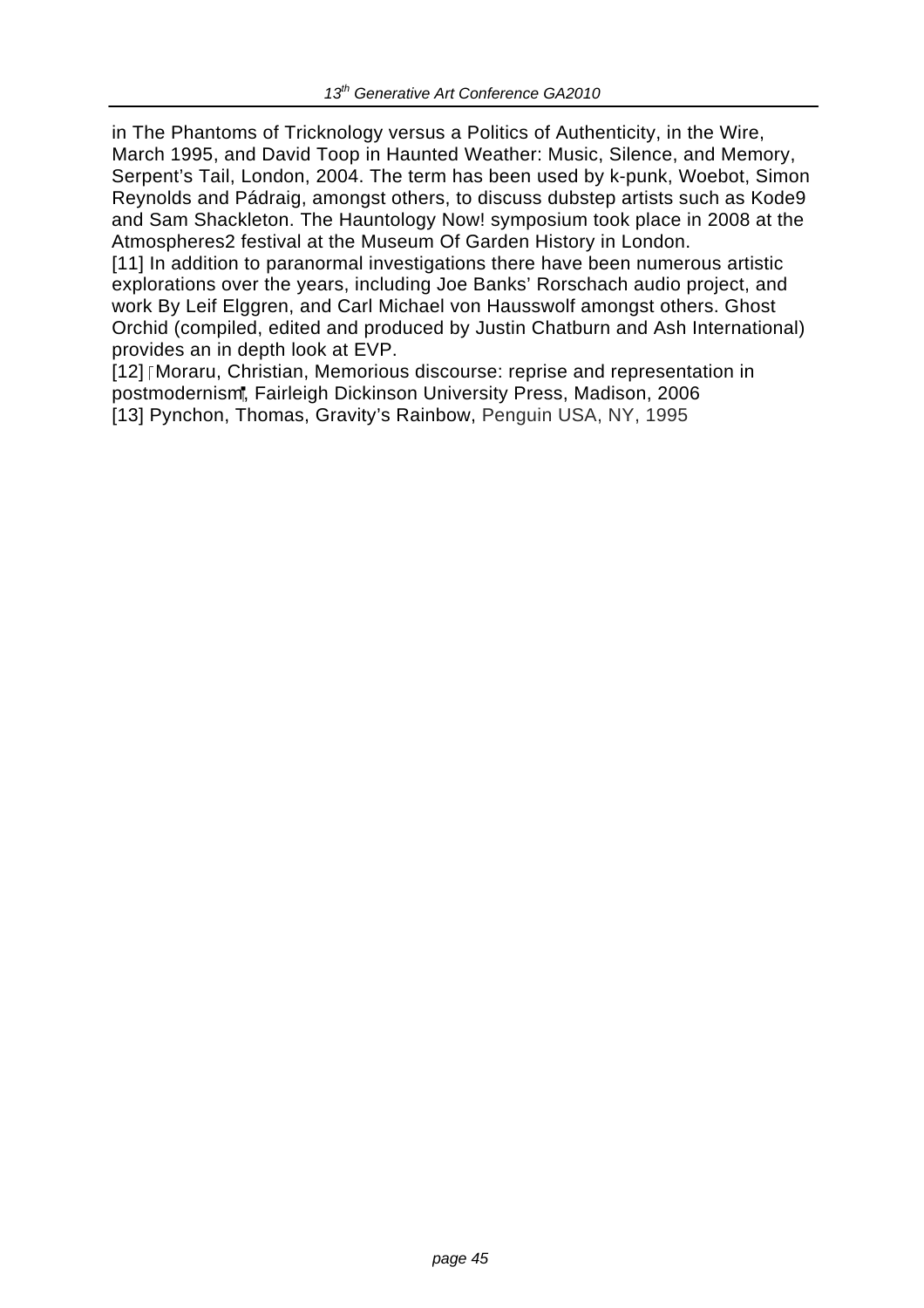in The Phantoms of Tricknology versus a Politics of Authenticity, in the Wire, March 1995, and David Toop in Haunted Weather: Music, Silence, and Memory, Serpent's Tail, London, 2004. The term has been used by k-punk, Woebot, Simon Reynolds and Pádraig, amongst others, to discuss dubstep artists such as Kode9 and Sam Shackleton. The Hauntology Now! symposium took place in 2008 at the Atmospheres2 festival at the Museum Of Garden History in London.

[11] In addition to paranormal investigations there have been numerous artistic explorations over the years, including Joe Banks' Rorschach audio project, and work By Leif Elggren, and Carl Michael von Hausswolf amongst others. Ghost Orchid (compiled, edited and produced by Justin Chatburn and Ash International) provides an in depth look at EVP.

[12] Moraru, Christian, Memorious discourse: reprise and representation in postmodernism, Fairleigh Dickinson University Press, Madison, 2006

[13] Pynchon, Thomas, Gravity's Rainbow, Penguin USA, NY, 1995